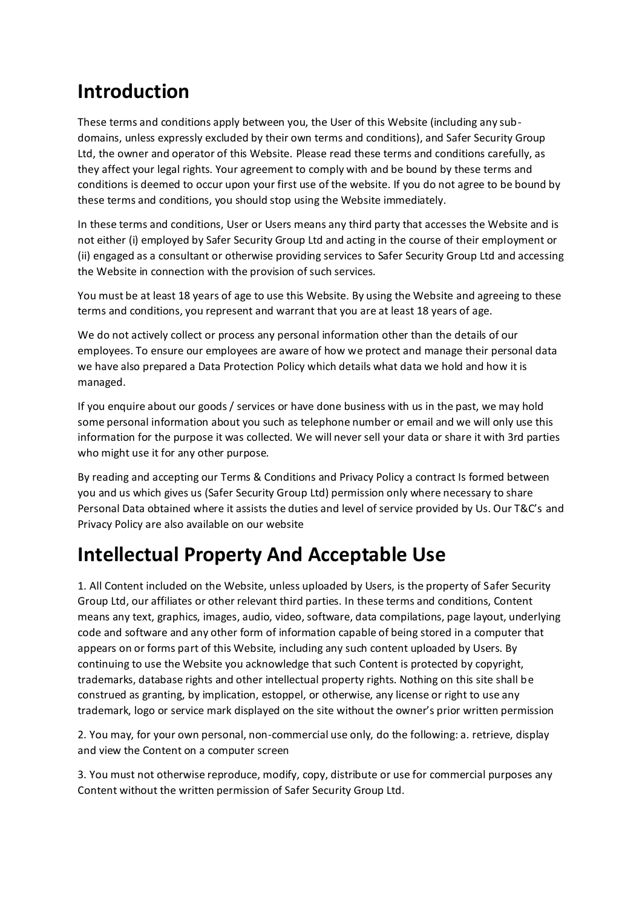# Introduction

These terms and conditions apply between you, the User of this Website (including any sub-domains, unless expressly excluded by their own terms and conditions), and Safer Security Group Ltd, the owner and operator of this Website. Please read these terms and conditions carefully, as they affect your legal rights. Your agreement to comply with and be bound by these terms and conditions is deemed to occur upon your first use of the website. If you do not agree to be bound by these terms and conditions, you should stop using the Website immediately.

In these terms and conditions, User or Users means any third party that accesses the Website and is not either (i) employed by Safer Security Group Ltd and acting in the course of their employment or (ii) engaged as a consultant or otherwise providing services to Safer Security Group Ltd and accessing the Website in connection with the provision of such services.

You must be at least 18 years of age to use this Website. By using the Website and agreeing to these terms and conditions, you represent and warrant that you are at least 18 years of age.

We do not actively collect or process any personal information other than the details of our employees. To ensure our employees are aware of how we protect and manage their personal data we have also prepared a Data Protection Policy which details what data we hold and how it is managed.

If you enquire about our goods / services or have done business with us in the past, we may hold some personal information about you such as telephone number or email and we will only use this information for the purpose it was collected. We will never sell your data or share it with 3rd parties who might use it for any other purpose.

By reading and accepting our Terms & Conditions and Privacy Policy a contract Is formed between you and us which gives us (Safer Security Group Ltd) permission only where necessary to share Personal Data obtained where it assists the duties and level of service provided by Us. Our T&C's and Privacy Policy are also available on our website

# Intellectual Property And Acceptable Use

1. All Content included on the Website, unless uploaded by Users, is the property of Safer Security Group Ltd, our affiliates or other relevant third parties. In these terms and conditions, Content means any text, graphics, images, audio, video, software, data compilations, page layout, underlying code and software and any other form of information capable of being stored in a computer that appears on or forms part of this Website, including any such content uploaded by Users. By continuing to use the Website you acknowledge that such Content is protected by copyright, trademarks, database rights and other intellectual property rights. Nothing on this site shall be construed as granting, by implication, estoppel, or otherwise, any license or right to use any trademark, logo or service mark displayed on the site without the owner's prior written permission

2. You may, for your own personal, non-commercial use only, do the following: a. retrieve, display and view the Content on a computer screen

3. You must not otherwise reproduce, modify, copy, distribute or use for commercial purposes any Content without the written permission of Safer Security Group Ltd.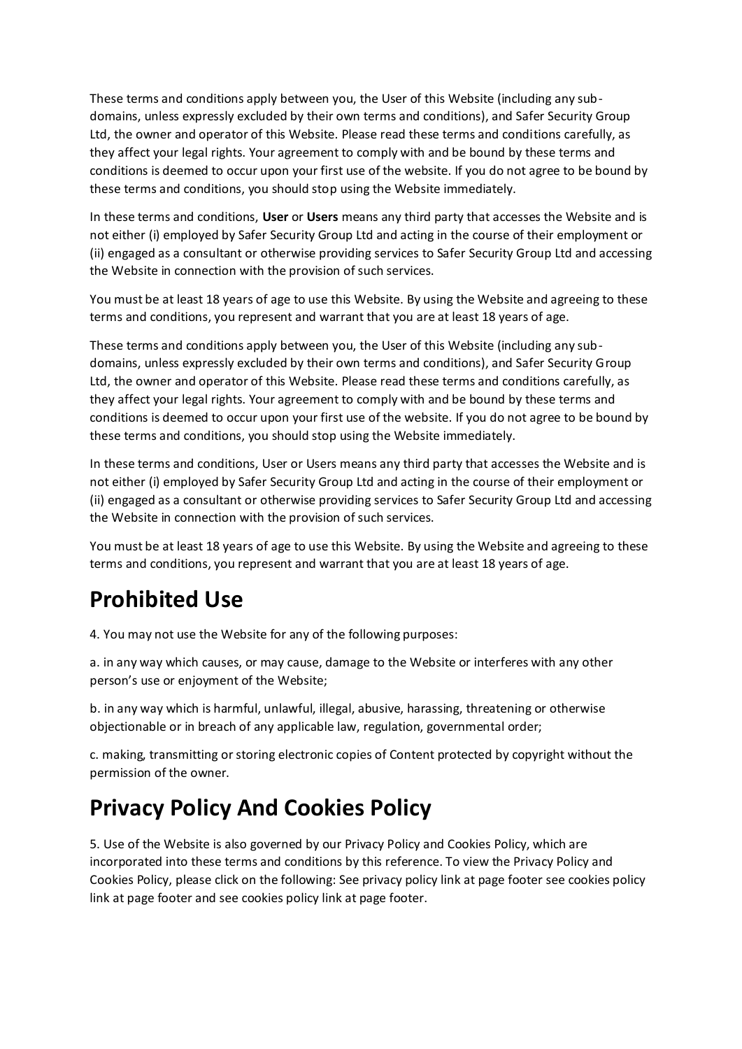These terms and conditions apply between you, the User of this Website (including any sub-domains, unless expressly excluded by their own terms and conditions), and Safer Security Group Ltd, the owner and operator of this Website. Please read these terms and conditions carefully, as they affect your legal rights. Your agreement to comply with and be bound by these terms and conditions is deemed to occur upon your first use of the website. If you do not agree to be bound by these terms and conditions, you should stop using the Website immediately.

In these terms and conditions, **User** or **Users** means any third party that accesses the Website and is not either (i) employed by Safer Security Group Ltd and acting in the course of their employment or (ii) engaged as a consultant or otherwise providing services to Safer Security Group Ltd and accessing the Website in connection with the provision of such services.

You must be at least 18 years of age to use this Website. By using the Website and agreeing to these terms and conditions, you represent and warrant that you are at least 18 years of age.

These terms and conditions apply between you, the User of this Website (including any sub-domains, unless expressly excluded by their own terms and conditions), and Safer Security Group Ltd, the owner and operator of this Website. Please read these terms and conditions carefully, as they affect your legal rights. Your agreement to comply with and be bound by these terms and conditions is deemed to occur upon your first use of the website. If you do not agree to be bound by these terms and conditions, you should stop using the Website immediately.

In these terms and conditions, User or Users means any third party that accesses the Website and is not either (i) employed by Safer Security Group Ltd and acting in the course of their employment or (ii) engaged as a consultant or otherwise providing services to Safer Security Group Ltd and accessing the Website in connection with the provision of such services.

You must be at least 18 years of age to use this Website. By using the Website and agreeing to these terms and conditions, you represent and warrant that you are at least 18 years of age.

# Prohibited Use

4. You may not use the Website for any of the following purposes:

a. in any way which causes, or may cause, damage to the Website or interferes with any other person's use or enjoyment of the Website;

b. in any way which is harmful, unlawful, illegal, abusive, harassing, threatening or otherwise objectionable or in breach of any applicable law, regulation, governmental order;

c. making, transmitting or storing electronic copies of Content protected by copyright without the permission of the owner.

# Privacy Policy And Cookies Policy

5. Use of the Website is also governed by our Privacy Policy and Cookies Policy, which are incorporated into these terms and conditions by this reference. To view the Privacy Policy and Cookies Policy, please click on the following: See privacy policy link at page footer see cookies policy link at page footer and see cookies policy link at page footer.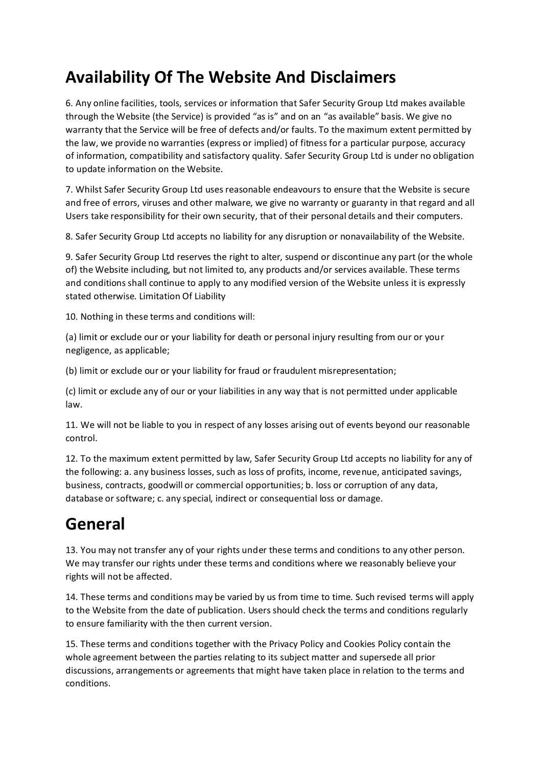# Availability Of The Website And Disclaimers

6. Any online facilities, tools, services or information that Safer Security Group Ltd makes available through the Website (the Service) is provided “as is” and on an “as available” basis. We give no warranty that the Service will be free of defects and/or faults. To the maximum extent permitted by the law, we provide no warranties (express or implied) of fitness for a particular purpose, accuracy of information, compatibility and satisfactory quality. Safer Security Group Ltd is under no obligation to update information on the Website.

7. Whilst Safer Security Group Ltd uses reasonable endeavours to ensure that the Website is secure and free of errors, viruses and other malware, we give no warranty or guaranty in that regard and all Users take responsibility for their own security, that of their personal details and their computers.

8. Safer Security Group Ltd accepts no liability for any disruption or nonavailability of the Website.

9. Safer Security Group Ltd reserves the right to alter, suspend or discontinue any part (or the whole of) the Website including, but not limited to, any products and/or services available. These terms and conditions shall continue to apply to any modified version of the Website unless it is expressly stated otherwise. Limitation Of Liability

10. Nothing in these terms and conditions will:

(a) limit or exclude our or your liability for death or personal injury resulting from our or your negligence, as applicable;

(b) limit or exclude our or your liability for fraud or fraudulent misrepresentation;

(c) limit or exclude any of our or your liabilities in any way that is not permitted under applicable law.

11. We will not be liable to you in respect of any losses arising out of events beyond our reasonable control.

12. To the maximum extent permitted by law, Safer Security Group Ltd accepts no liability for any of the following: a. any business losses, such as loss of profits, income, revenue, anticipated savings, business, contracts, goodwill or commercial opportunities; b. loss or corruption of any data, database or software; c. any special, indirect or consequential loss or damage.

# General

13. You may not transfer any of your rights under these terms and conditions to any other person. We may transfer our rights under these terms and conditions where we reasonably believe your rights will not be affected.

14. These terms and conditions may be varied by us from time to time. Such revised terms will apply to the Website from the date of publication. Users should check the terms and conditions regularly to ensure familiarity with the then current version.

15. These terms and conditions together with the Privacy Policy and Cookies Policy contain the whole agreement between the parties relating to its subject matter and supersede all prior discussions, arrangements or agreements that might have taken place in relation to the terms and conditions.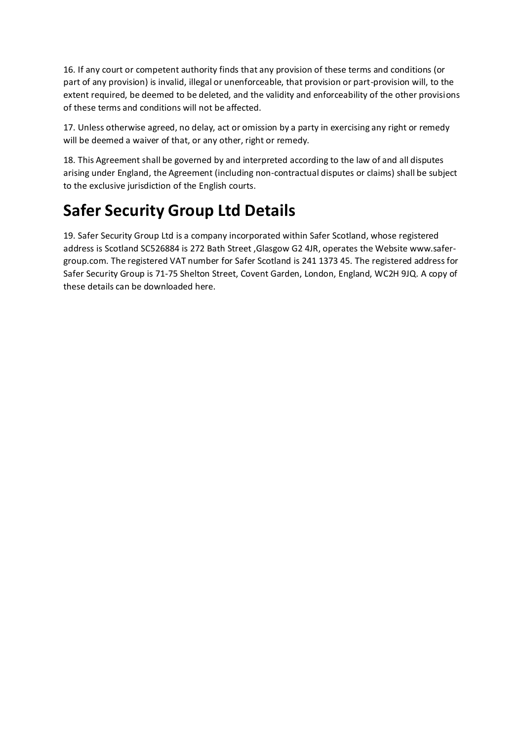16. If any court or competent authority finds that any provision of these terms and conditions (or part of any provision) is invalid, illegal or unenforceable, that provision or part-provision will, to the extent required, be deemed to be deleted, and the validity and enforceability of the other provisions of these terms and conditions will not be affected.

17. Unless otherwise agreed, no delay, act or omission by a party in exercising any right or remedy will be deemed a waiver of that, or any other, right or remedy.

18. This Agreement shall be governed by and interpreted according to the law of and all disputes arising under England, the Agreement (including non-contractual disputes or claims) shall be subject to the exclusive jurisdiction of the English courts.

# Safer Security Group Ltd Details

19. Safer Security Group Ltd is a company incorporated within Safer Scotland, whose registered address is Scotland SC526884 is 272 Bath Street ,Glasgow G2 4JR, operates the Website www.safer-group.com. The registered VAT number for Safer Scotland is 241 1373 45. The registered address for Safer Security Group is 71-75 Shelton Street, Covent Garden, London, England, WC2H 9JQ. A copy of these details can be downloaded here.